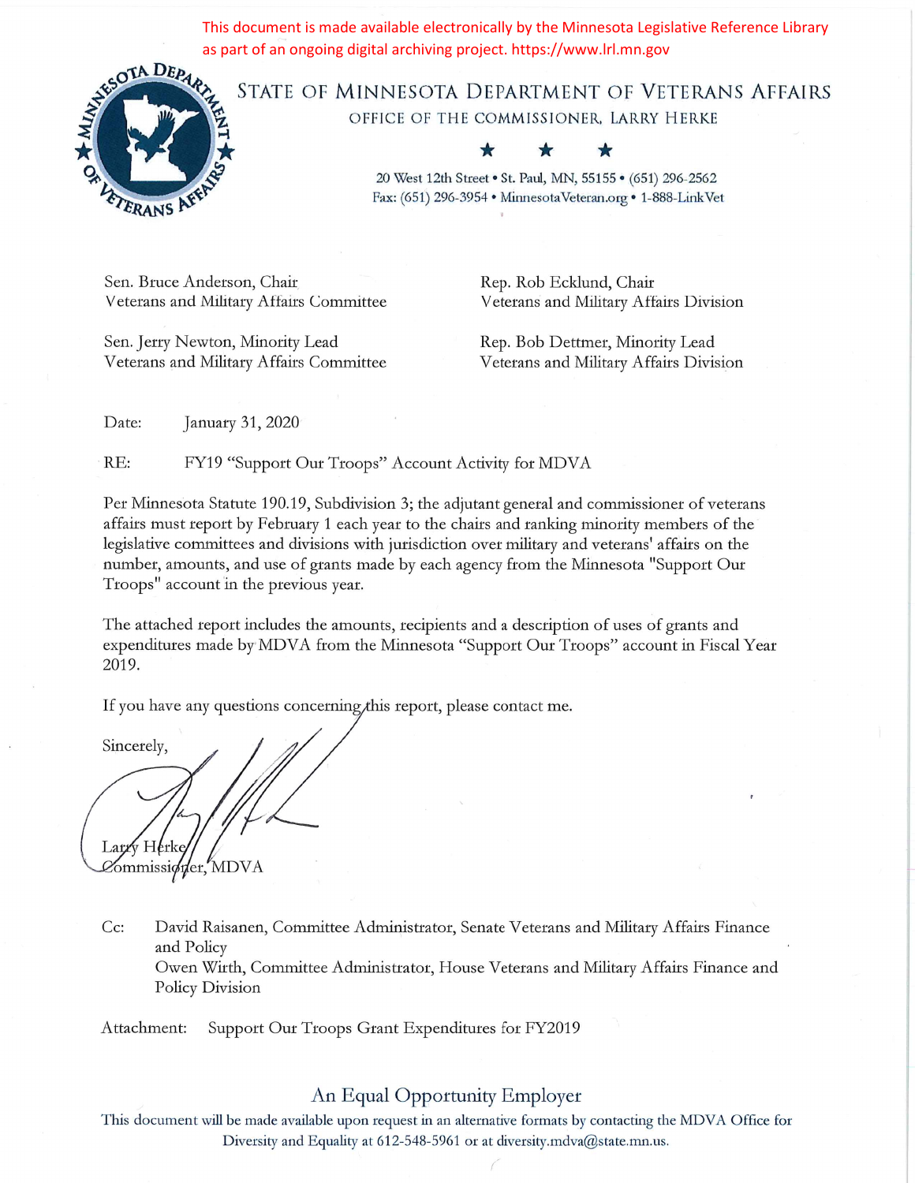This document is made available electronically by the Minnesota Legislative Reference Library as part of an ongoing digital archiving project. https://www.lrl.mn.gov

# STATE OF MINNESOTA DEPARTMENT OF VETERANS AFFAIRS

OFFICE OF THE COMMISSIONER, LARRY HERKE

★ ★ ★

20 West 12th Street • St. Paul, MN, 55155 • (651) 296-2562
Fax: (651) 296-3954 • MinnesotaVeteran.org • 1-888-LinkVet

Sen. Bruce Anderson, Chair
Veterans and Military Affairs Committee

Sen. Jerry Newton, Minority Lead
Veterans and Military Affairs Committee

Rep. Rob Ecklund, Chair
Veterans and Military Affairs Division

Rep. Bob Dettmer, Minority Lead
Veterans and Military Affairs Division

Date: January 31, 2020

RE: FY19 "Support Our Troops" Account Activity for MDVA

Per Minnesota Statute 190.19, Subdivision 3; the adjutant general and commissioner of veterans affairs must report by February 1 each year to the chairs and ranking minority members of the legislative committees and divisions with jurisdiction over military and veterans' affairs on the number, amounts, and use of grants made by each agency from the Minnesota "Support Our Troops" account in the previous year.

The attached report includes the amounts, recipients and a description of uses of grants and expenditures made by MDVA from the Minnesota "Support Our Troops" account in Fiscal Year 2019.

If you have any questions concerning this report, please contact me.

Sincerely,

Larry Herke
Commissioner, MDVA

Cc: David Raisanen, Committee Administrator, Senate Veterans and Military Affairs Finance and Policy
Owen Wirth, Committee Administrator, House Veterans and Military Affairs Finance and Policy Division

Attachment: Support Our Troops Grant Expenditures for FY2019

An Equal Opportunity Employer

This document will be made available upon request in an alternative formats by contacting the MDVA Office for Diversity and Equality at 612-548-5961 or at diversity.mdva@state.mn.us.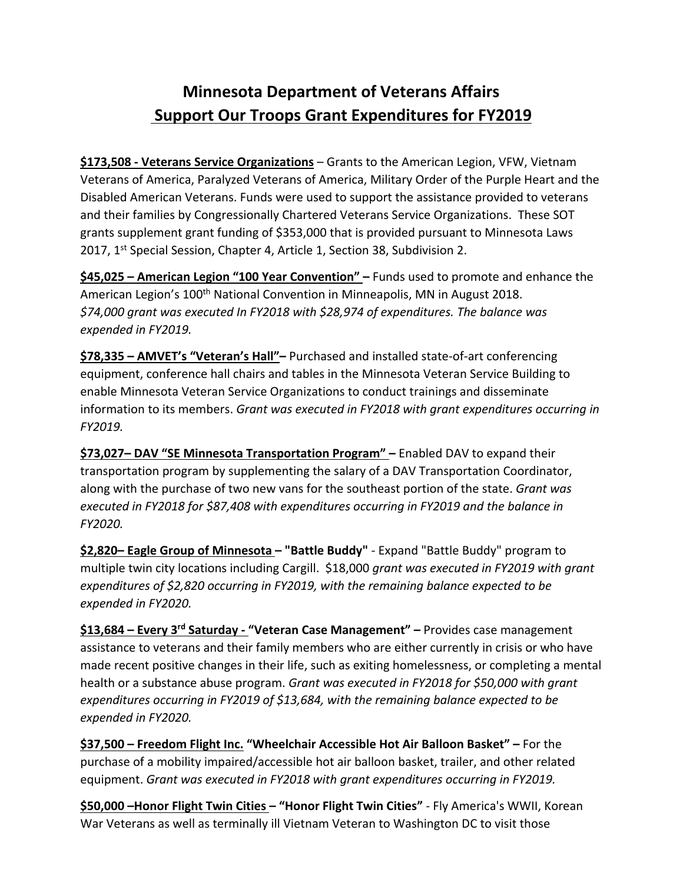# Minnesota Department of Veterans Affairs
# Support Our Troops Grant Expenditures for FY2019

**$173,508 - Veterans Service Organizations** – Grants to the American Legion, VFW, Vietnam Veterans of America, Paralyzed Veterans of America, Military Order of the Purple Heart and the Disabled American Veterans. Funds were used to support the assistance provided to veterans and their families by Congressionally Chartered Veterans Service Organizations. These SOT grants supplement grant funding of $353,000 that is provided pursuant to Minnesota Laws 2017, 1st Special Session, Chapter 4, Article 1, Section 38, Subdivision 2.

**$45,025 – American Legion "100 Year Convention" –** Funds used to promote and enhance the American Legion's 100th National Convention in Minneapolis, MN in August 2018. *$74,000 grant was executed In FY2018 with $28,974 of expenditures. The balance was expended in FY2019.*

**$78,335 – AMVET's "Veteran's Hall"–** Purchased and installed state-of-art conferencing equipment, conference hall chairs and tables in the Minnesota Veteran Service Building to enable Minnesota Veteran Service Organizations to conduct trainings and disseminate information to its members. *Grant was executed in FY2018 with grant expenditures occurring in FY2019.*

**$73,027– DAV "SE Minnesota Transportation Program" –** Enabled DAV to expand their transportation program by supplementing the salary of a DAV Transportation Coordinator, along with the purchase of two new vans for the southeast portion of the state. *Grant was executed in FY2018 for $87,408 with expenditures occurring in FY2019 and the balance in FY2020.*

**$2,820– Eagle Group of Minnesota – "Battle Buddy"** - Expand "Battle Buddy" program to multiple twin city locations including Cargill. $18,000 *grant was executed in FY2019 with grant expenditures of $2,820 occurring in FY2019, with the remaining balance expected to be expended in FY2020.*

**$13,684 – Every 3rd Saturday - "Veteran Case Management" –** Provides case management assistance to veterans and their family members who are either currently in crisis or who have made recent positive changes in their life, such as exiting homelessness, or completing a mental health or a substance abuse program. *Grant was executed in FY2018 for $50,000 with grant expenditures occurring in FY2019 of $13,684, with the remaining balance expected to be expended in FY2020.*

**$37,500 – Freedom Flight Inc. "Wheelchair Accessible Hot Air Balloon Basket" –** For the purchase of a mobility impaired/accessible hot air balloon basket, trailer, and other related equipment. *Grant was executed in FY2018 with grant expenditures occurring in FY2019.*

**$50,000 –Honor Flight Twin Cities – "Honor Flight Twin Cities"** - Fly America's WWII, Korean War Veterans as well as terminally ill Vietnam Veteran to Washington DC to visit those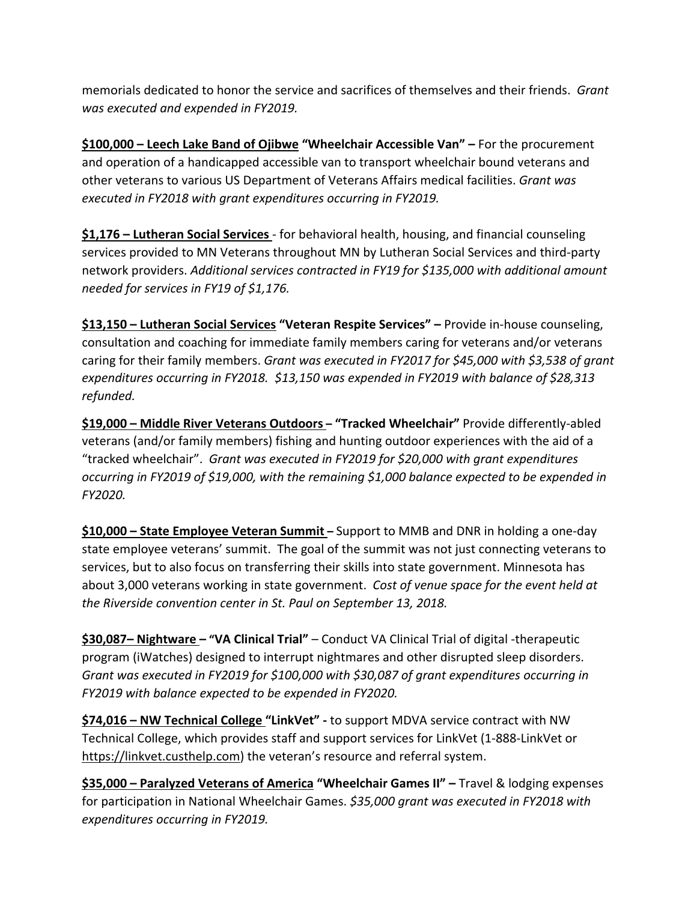memorials dedicated to honor the service and sacrifices of themselves and their friends. *Grant was executed and expended in FY2019.*

**$100,000 – Leech Lake Band of Ojibwe "Wheelchair Accessible Van" –** For the procurement and operation of a handicapped accessible van to transport wheelchair bound veterans and other veterans to various US Department of Veterans Affairs medical facilities. *Grant was executed in FY2018 with grant expenditures occurring in FY2019.*

**$1,176 – Lutheran Social Services** - for behavioral health, housing, and financial counseling services provided to MN Veterans throughout MN by Lutheran Social Services and third-party network providers. *Additional services contracted in FY19 for $135,000 with additional amount needed for services in FY19 of $1,176.*

**$13,150 – Lutheran Social Services "Veteran Respite Services" –** Provide in-house counseling, consultation and coaching for immediate family members caring for veterans and/or veterans caring for their family members. *Grant was executed in FY2017 for $45,000 with $3,538 of grant expenditures occurring in FY2018. $13,150 was expended in FY2019 with balance of $28,313 refunded.*

**$19,000 – Middle River Veterans Outdoors – "Tracked Wheelchair"** Provide differently-abled veterans (and/or family members) fishing and hunting outdoor experiences with the aid of a "tracked wheelchair". *Grant was executed in FY2019 for $20,000 with grant expenditures occurring in FY2019 of $19,000, with the remaining $1,000 balance expected to be expended in FY2020.*

**$10,000 – State Employee Veteran Summit –** Support to MMB and DNR in holding a one-day state employee veterans' summit. The goal of the summit was not just connecting veterans to services, but to also focus on transferring their skills into state government. Minnesota has about 3,000 veterans working in state government. *Cost of venue space for the event held at the Riverside convention center in St. Paul on September 13, 2018.*

**$30,087– Nightware – "VA Clinical Trial"** – Conduct VA Clinical Trial of digital -therapeutic program (iWatches) designed to interrupt nightmares and other disrupted sleep disorders. *Grant was executed in FY2019 for $100,000 with $30,087 of grant expenditures occurring in FY2019 with balance expected to be expended in FY2020.*

**$74,016 – NW Technical College "LinkVet" -** to support MDVA service contract with NW Technical College, which provides staff and support services for LinkVet (1-888-LinkVet or https://linkvet.custhelp.com) the veteran's resource and referral system.

**$35,000 – Paralyzed Veterans of America "Wheelchair Games II" –** Travel & lodging expenses for participation in National Wheelchair Games. *$35,000 grant was executed in FY2018 with expenditures occurring in FY2019.*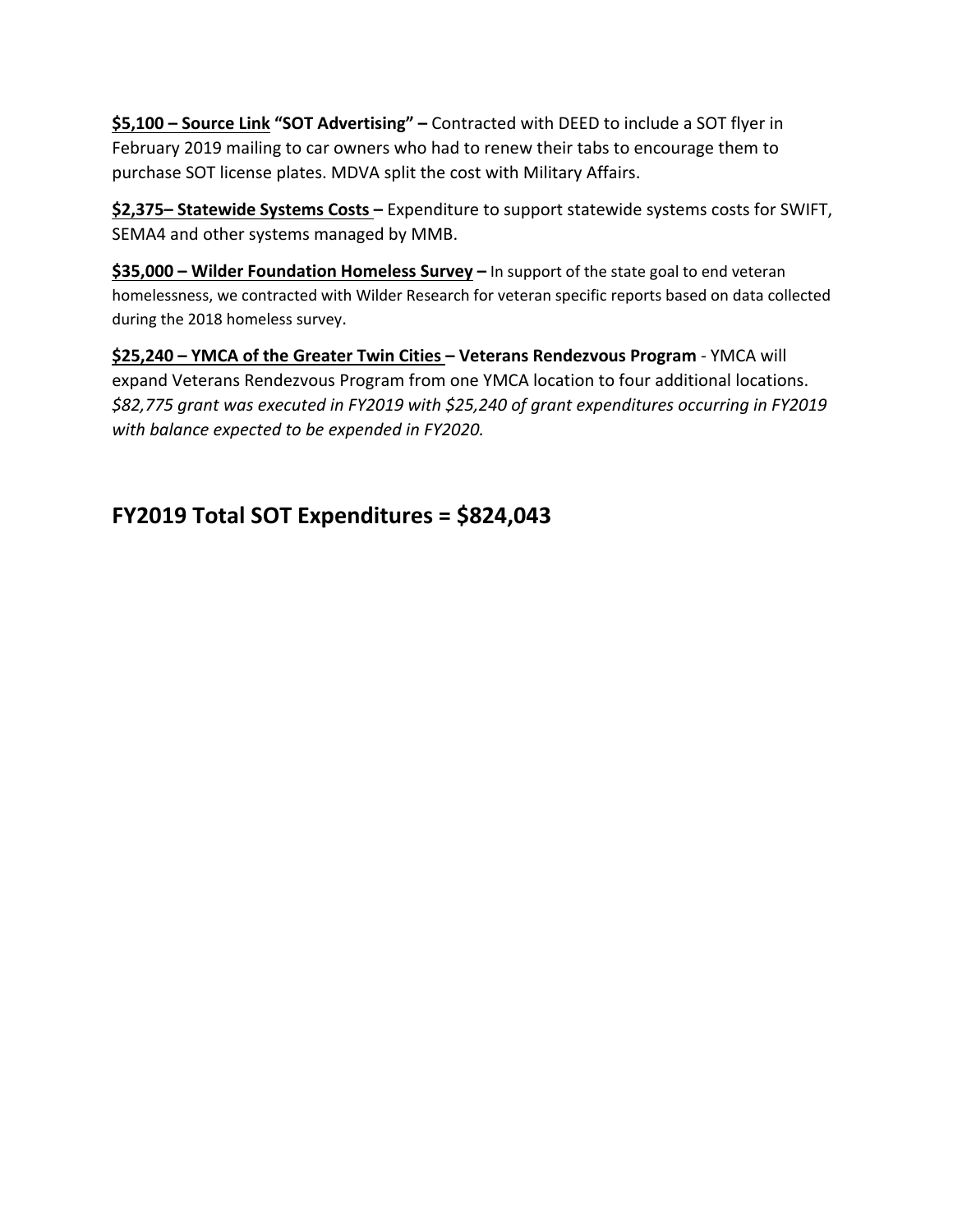**$5,100 – Source Link "SOT Advertising" –** Contracted with DEED to include a SOT flyer in February 2019 mailing to car owners who had to renew their tabs to encourage them to purchase SOT license plates. MDVA split the cost with Military Affairs.

**$2,375– Statewide Systems Costs –** Expenditure to support statewide systems costs for SWIFT, SEMA4 and other systems managed by MMB.

**$35,000 – Wilder Foundation Homeless Survey –** In support of the state goal to end veteran homelessness, we contracted with Wilder Research for veteran specific reports based on data collected during the 2018 homeless survey.

**$25,240 – YMCA of the Greater Twin Cities – Veterans Rendezvous Program** - YMCA will expand Veterans Rendezvous Program from one YMCA location to four additional locations. *$82,775 grant was executed in FY2019 with $25,240 of grant expenditures occurring in FY2019 with balance expected to be expended in FY2020.*

## FY2019 Total SOT Expenditures = $824,043